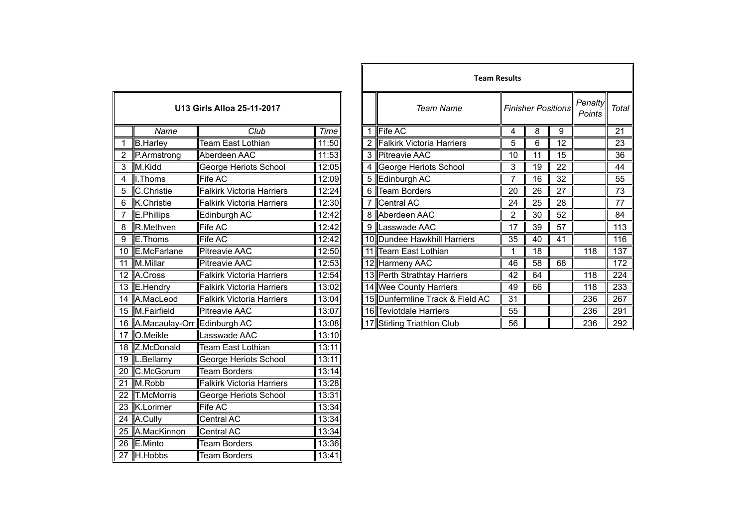## U13 Girls Alloa 25-11-2017

| | Name | Club | Time |
|---|---|---|---|
| 1 | B.Harley | Team East Lothian | 11:50 |
| 2 | P.Armstrong | Aberdeen AAC | 11:53 |
| 3 | M.Kidd | George Heriots School | 12:05 |
| 4 | I.Thoms | Fife AC | 12:09 |
| 5 | C.Christie | Falkirk Victoria Harriers | 12:24 |
| 6 | K.Christie | Falkirk Victoria Harriers | 12:30 |
| 7 | E.Phillips | Edinburgh AC | 12:42 |
| 8 | R.Methven | Fife AC | 12:42 |
| 9 | E.Thoms | Fife AC | 12:42 |
| 10 | E.McFarlane | Pitreavie AAC | 12:50 |
| 11 | M.Millar | Pitreavie AAC | 12:53 |
| 12 | A.Cross | Falkirk Victoria Harriers | 12:54 |
| 13 | E.Hendry | Falkirk Victoria Harriers | 13:02 |
| 14 | A.MacLeod | Falkirk Victoria Harriers | 13:04 |
| 15 | M.Fairfield | Pitreavie AAC | 13:07 |
| 16 | A.Macaulay-Orr | Edinburgh AC | 13:08 |
| 17 | O.Meikle | Lasswade AAC | 13:10 |
| 18 | Z.McDonald | Team East Lothian | 13:11 |
| 19 | L.Bellamy | George Heriots School | 13:11 |
| 20 | C.McGorum | Team Borders | 13:14 |
| 21 | M.Robb | Falkirk Victoria Harriers | 13:28 |
| 22 | T.McMorris | George Heriots School | 13:31 |
| 23 | K.Lorimer | Fife AC | 13:34 |
| 24 | A.Cully | Central AC | 13:34 |
| 25 | A.MacKinnon | Central AC | 13:34 |
| 26 | E.Minto | Team Borders | 13:36 |
| 27 | H.Hobbs | Team Borders | 13:41 |

## Team Results

| | Team Name | Finisher Positions | | | Penalty Points | Total |
|---|---|---|---|---|---|---|
| 1 | Fife AC | 4 | 8 | 9 | | 21 |
| 2 | Falkirk Victoria Harriers | 5 | 6 | 12 | | 23 |
| 3 | Pitreavie AAC | 10 | 11 | 15 | | 36 |
| 4 | George Heriots School | 3 | 19 | 22 | | 44 |
| 5 | Edinburgh AC | 7 | 16 | 32 | | 55 |
| 6 | Team Borders | 20 | 26 | 27 | | 73 |
| 7 | Central AC | 24 | 25 | 28 | | 77 |
| 8 | Aberdeen AAC | 2 | 30 | 52 | | 84 |
| 9 | Lasswade AAC | 17 | 39 | 57 | | 113 |
| 10 | Dundee Hawkhill Harriers | 35 | 40 | 41 | | 116 |
| 11 | Team East Lothian | 1 | 18 | | 118 | 137 |
| 12 | Harmeny AAC | 46 | 58 | 68 | | 172 |
| 13 | Perth Strathtay Harriers | 42 | 64 | | 118 | 224 |
| 14 | Wee County Harriers | 49 | 66 | | 118 | 233 |
| 15 | Dunfermline Track & Field AC | 31 | | | 236 | 267 |
| 16 | Teviotdale Harriers | 55 | | | 236 | 291 |
| 17 | Stirling Triathlon Club | 56 | | | 236 | 292 |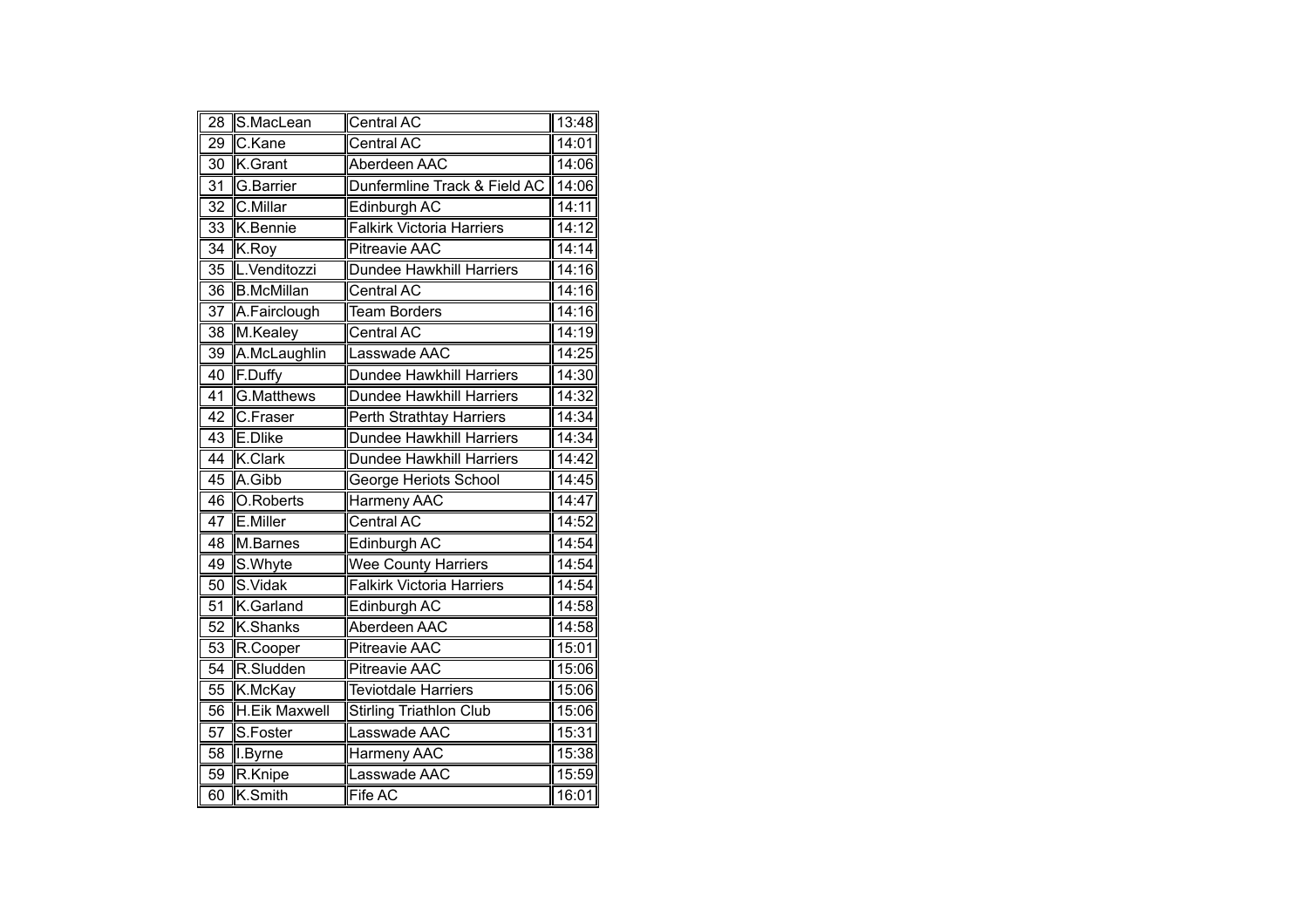| 28 | S.MacLean | Central AC | 13:48 |
|---|---|---|---|
| 29 | C.Kane | Central AC | 14:01 |
| 30 | K.Grant | Aberdeen AAC | 14:06 |
| 31 | G.Barrier | Dunfermline Track & Field AC | 14:06 |
| 32 | C.Millar | Edinburgh AC | 14:11 |
| 33 | K.Bennie | Falkirk Victoria Harriers | 14:12 |
| 34 | K.Roy | Pitreavie AAC | 14:14 |
| 35 | L.Venditozzi | Dundee Hawkhill Harriers | 14:16 |
| 36 | B.McMillan | Central AC | 14:16 |
| 37 | A.Fairclough | Team Borders | 14:16 |
| 38 | M.Kealey | Central AC | 14:19 |
| 39 | A.McLaughlin | Lasswade AAC | 14:25 |
| 40 | F.Duffy | Dundee Hawkhill Harriers | 14:30 |
| 41 | G.Matthews | Dundee Hawkhill Harriers | 14:32 |
| 42 | C.Fraser | Perth Strathtay Harriers | 14:34 |
| 43 | E.Dlike | Dundee Hawkhill Harriers | 14:34 |
| 44 | K.Clark | Dundee Hawkhill Harriers | 14:42 |
| 45 | A.Gibb | George Heriots School | 14:45 |
| 46 | O.Roberts | Harmeny AAC | 14:47 |
| 47 | E.Miller | Central AC | 14:52 |
| 48 | M.Barnes | Edinburgh AC | 14:54 |
| 49 | S.Whyte | Wee County Harriers | 14:54 |
| 50 | S.Vidak | Falkirk Victoria Harriers | 14:54 |
| 51 | K.Garland | Edinburgh AC | 14:58 |
| 52 | K.Shanks | Aberdeen AAC | 14:58 |
| 53 | R.Cooper | Pitreavie AAC | 15:01 |
| 54 | R.Sludden | Pitreavie AAC | 15:06 |
| 55 | K.McKay | Teviotdale Harriers | 15:06 |
| 56 | H.Eik Maxwell | Stirling Triathlon Club | 15:06 |
| 57 | S.Foster | Lasswade AAC | 15:31 |
| 58 | I.Byrne | Harmeny AAC | 15:38 |
| 59 | R.Knipe | Lasswade AAC | 15:59 |
| 60 | K.Smith | Fife AC | 16:01 |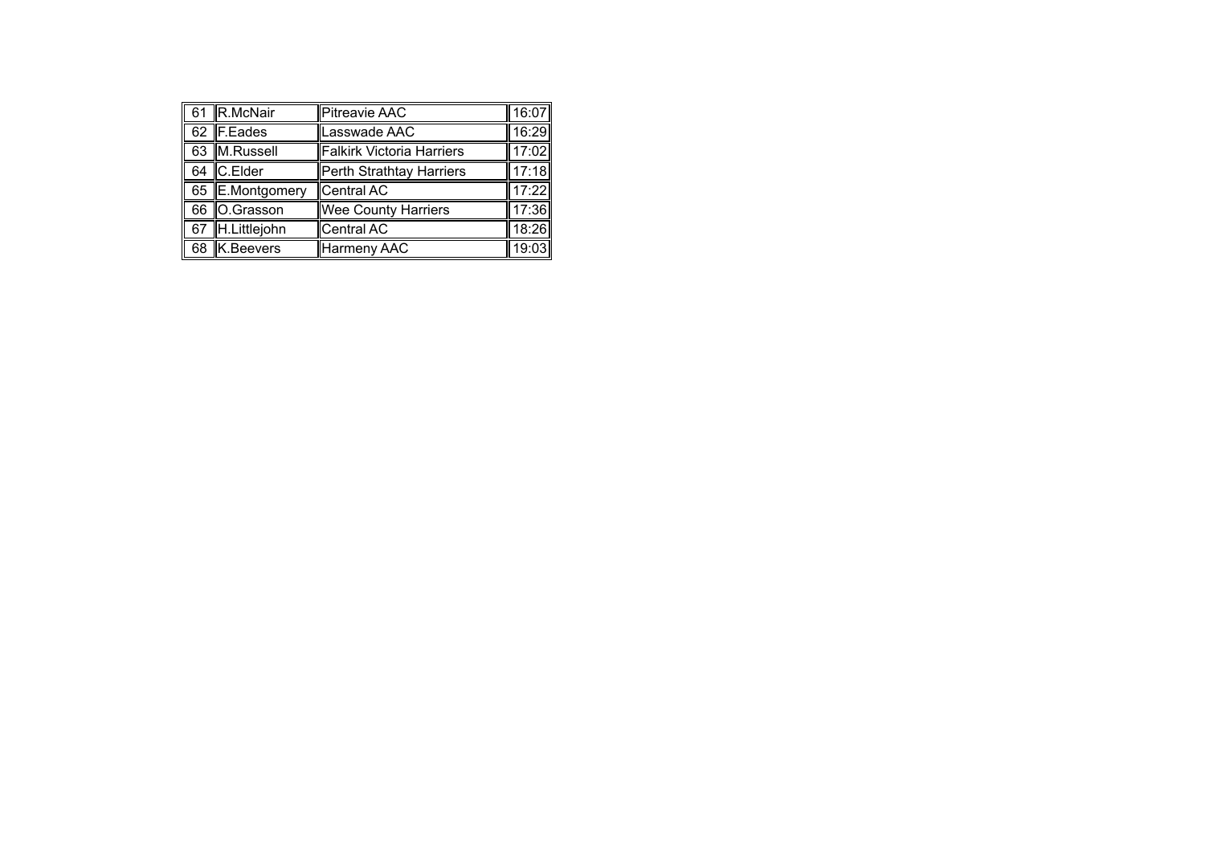| | | | |
|---|---|---|---|
| 61 | R.McNair | Pitreavie AAC | 16:07 |
| 62 | F.Eades | Lasswade AAC | 16:29 |
| 63 | M.Russell | Falkirk Victoria Harriers | 17:02 |
| 64 | C.Elder | Perth Strathtay Harriers | 17:18 |
| 65 | E.Montgomery | Central AC | 17:22 |
| 66 | O.Grasson | Wee County Harriers | 17:36 |
| 67 | H.Littlejohn | Central AC | 18:26 |
| 68 | K.Beevers | Harmeny AAC | 19:03 |